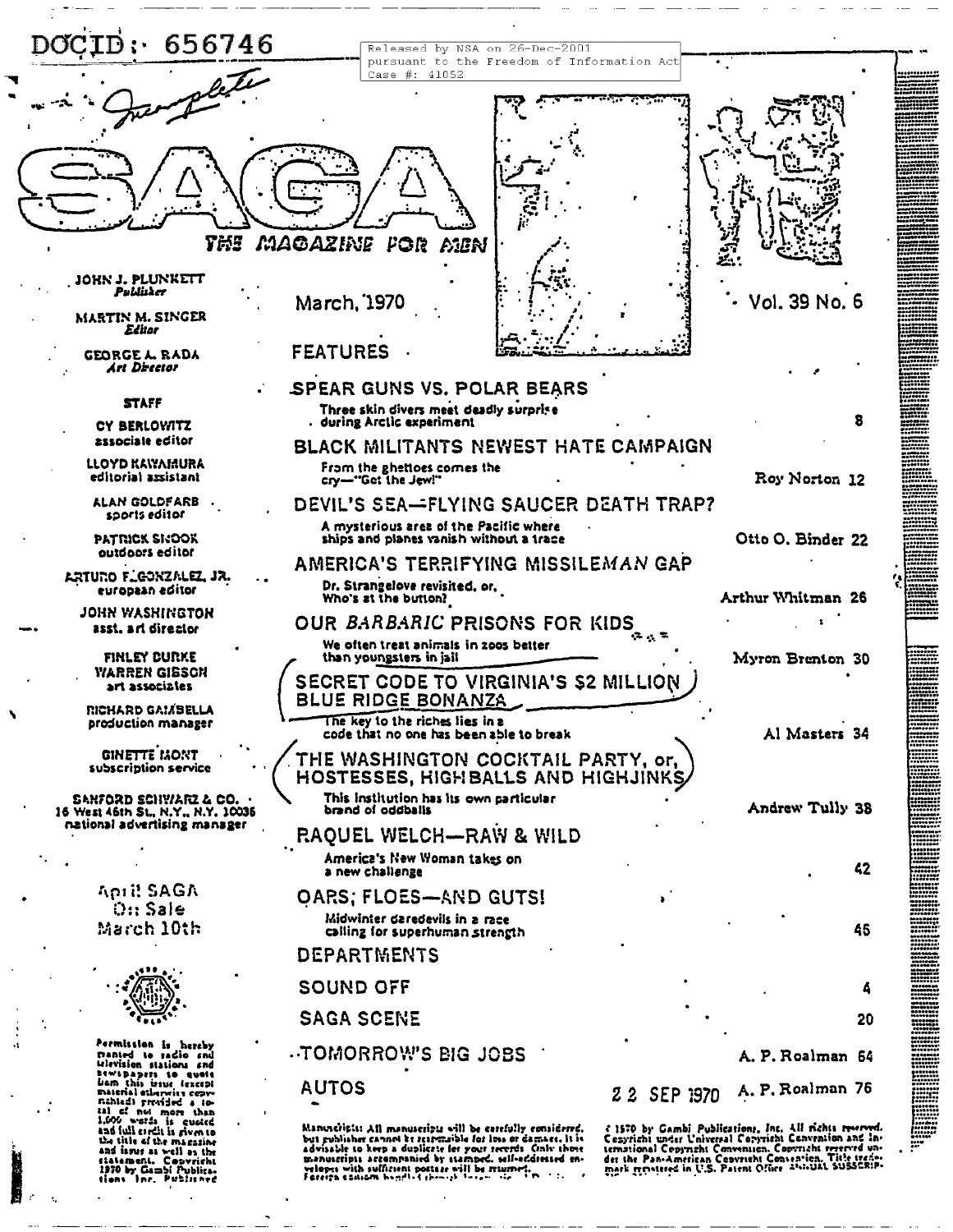DOCID: 656746

Released by NSA on 26-Dec-2001 pursuant to the Freedom of Information Act Case #: 41052

Incomplete

# SAGA

THE MAGAZINE FOR MEN

JOHN J. PLUNKETT
*Publisher*

MARTIN M. SINGER
*Editor*

GEORGE A. RADA
*Art Director*

STAFF

CY BERLOWITZ
associate editor

LLOYD KAWAMURA
editorial assistant

ALAN GOLDFARB
sports editor

PATRICK SHOOK
outdoors editor

ARTURO F. GONZALEZ, JR.
european editor

JOHN WASHINGTON
asst. art director

FINLEY BURKE
WARREN GIBSON
art associates

RICHARD GAMBELLA
production manager

GINETTE MONT
subscription service

SANFORD SCHWARZ & CO.
16 West 46th St., N.Y., N.Y. 10036
national advertising manager

April SAGA
On Sale
March 10th

Permission is hereby granted to radio and television stations and newspapers to quote from this issue (except material otherwise copyrighted) provided a total of not more than 1,000 words is quoted and full credit is given to the title of the magazine and issue as well as the statement, Copyright 1970 by Gambi Publications, Inc. Published

March, 1970 — Vol. 39 No. 6

## FEATURES

**SPEAR GUNS VS. POLAR BEARS** — 8
Three skin divers meet deadly surprise during Arctic experiment

**BLACK MILITANTS NEWEST HATE CAMPAIGN** — Roy Norton 12
From the ghettoes comes the cry—"Get the Jew!"

**DEVIL'S SEA—FLYING SAUCER DEATH TRAP?** — Otto O. Binder 22
A mysterious area of the Pacific where ships and planes vanish without a trace

**AMERICA'S TERRIFYING MISSILE*MAN* GAP** — Arthur Whitman 26
Dr. Strangelove revisited, or, Who's at the button?

**OUR *BARBARIC* PRISONS FOR KIDS** — Myron Brenton 30
We often treat animals in zoos better than youngsters in jail

**SECRET CODE TO VIRGINIA'S $2 MILLION BLUE RIDGE BONANZA** — Al Masters 34
The key to the riches lies in a code that no one has been able to break

**THE WASHINGTON COCKTAIL PARTY, or, HOSTESSES, HIGHBALLS AND HIGHJINKS** — Andrew Tully 38
This institution has its own particular brand of oddballs

**RAQUEL WELCH—RAW & WILD** — 42
America's New Woman takes on a new challenge

**OARS, FLOES—AND GUTS!** — 46
Midwinter daredevils in a race calling for superhuman strength

## DEPARTMENTS

**SOUND OFF** — 4

**SAGA SCENE** — 20

**TOMORROW'S BIG JOBS** — A. P. Roalman 64

**AUTOS** — A. P. Roalman 76

22 SEP 1970

Manuscripts: All manuscripts will be carefully considered, but publisher cannot be responsible for loss or damage. It is advisable to keep a duplicate for your records. Only those manuscripts accompanied by stamped, self-addressed envelopes with sufficient postage will be returned. Foreign ...

© 1970 by Gambi Publications, Inc. All rights reserved. Copyright under Universal Copyright Convention and International Copyright Convention. Copyright reserved under the Pan-American Copyright Convention. Title trademark registered in U.S. Patent Office. ANNUAL SUBSCRIP-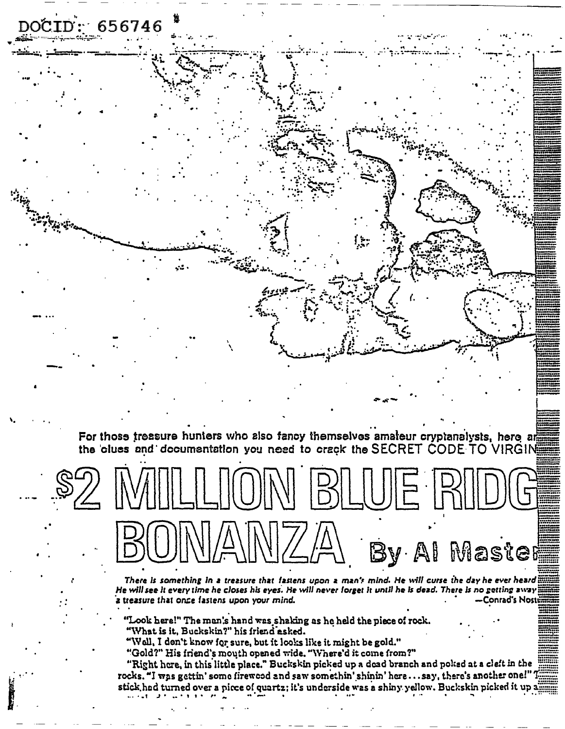DOCID: 656746

For those treasure hunters who also fancy themselves amateur cryptanalysts, here ar the clues and documentation you need to crack the SECRET CODE TO VIRGIN

# $2 MILLION BLUE RIDG BONANZA

By Al Master

*There is something in a treasure that fastens upon a man's mind. He will curse the day he ever heard He will see it every time he closes his eyes. He will never forget it until he is dead. There is no getting away a treasure that once fastens upon your mind.* —Conrad's Nost

"Look here!" The man's hand was shaking as he held the piece of rock.

"What is it, Buckskin?" his friend asked.

"Well, I don't know for sure, but it looks like it might be gold."

"Gold?" His friend's mouth opened wide. "Where'd it come from?"

"Right here, in this little place." Buckskin picked up a dead branch and poked at a cleft in the rocks. "I was gettin' some firewood and saw somethin' shinin' here... say, there's another one!" T stick had turned over a piece of quartz; it's underside was a shiny yellow. Buckskin picked it up a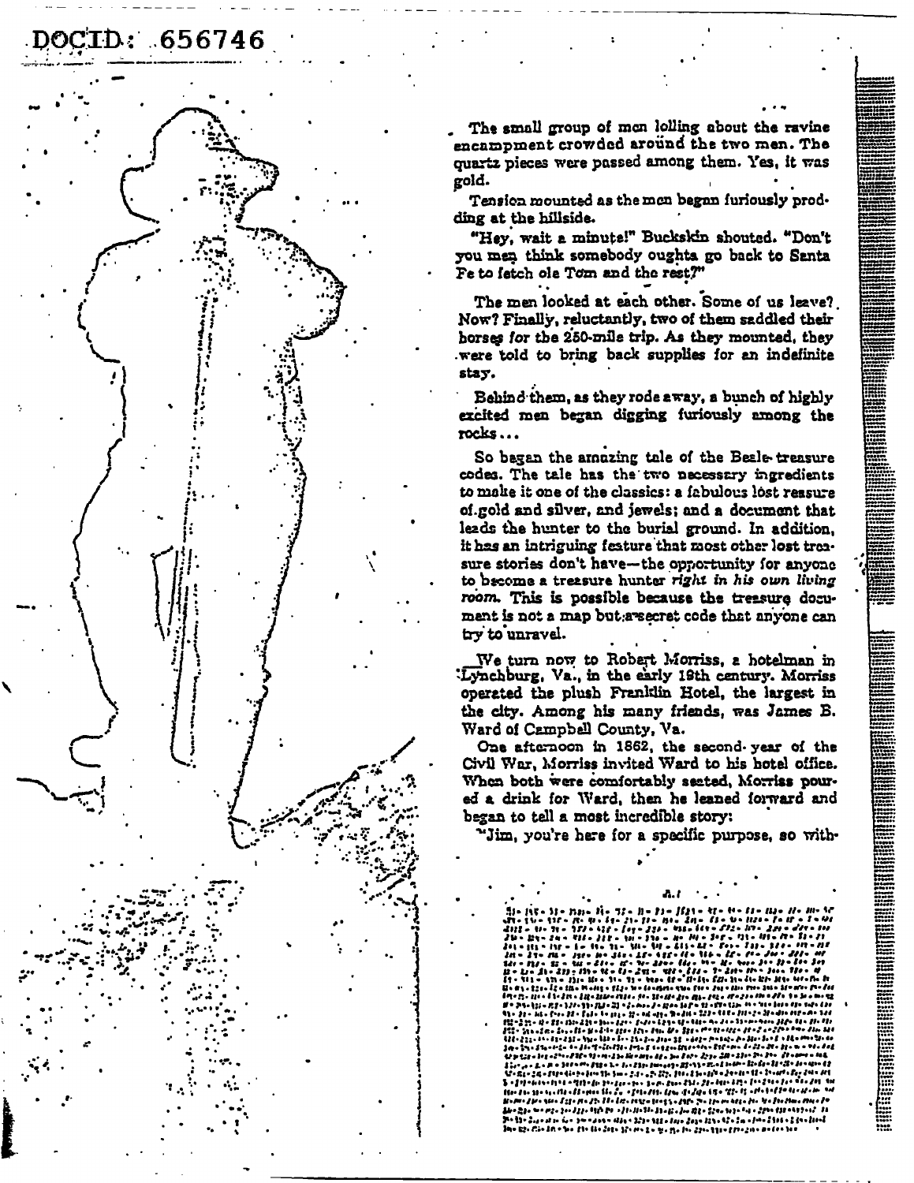DOCID: 656746

The small group of men lolling about the ravine encampment crowded around the two men. The quartz pieces were passed among them. Yes, it was gold.

Tension mounted as the men began furiously prodding at the hillside.

"Hey, wait a minute!" Buckskin shouted. "Don't you men think somebody oughta go back to Santa Fe to fetch ole Tom and the rest?"

The men looked at each other. Some of us leave? Now? Finally, reluctantly, two of them saddled their horses for the 250-mile trip. As they mounted, they were told to bring back supplies for an indefinite stay.

Behind them, as they rode away, a bunch of highly excited men began digging furiously among the rocks...

So began the amazing tale of the Beale treasure codes. The tale has the two necessary ingredients to make it one of the classics: a fabulous lost reasure of gold and silver, and jewels; and a document that leads the hunter to the burial ground. In addition, it has an intriguing feature that most other lost treasure stories don't have—the opportunity for anyone to become a treasure hunter *right in his own living room.* This is possible because the treasure document is not a map but a secret code that anyone can try to unravel.

We turn now to Robert Morriss, a hotelman in Lynchburg, Va., in the early 19th century. Morriss operated the plush Franklin Hotel, the largest in the city. Among his many friends, was James B. Ward of Campbell County, Va.

One afternoon in 1862, the second year of the Civil War, Morriss invited Ward to his hotel office. When both were comfortably seated, Morriss poured a drink for Ward, then he leaned forward and began to tell a most incredible story:

"Jim, you're here for a specific purpose, so with-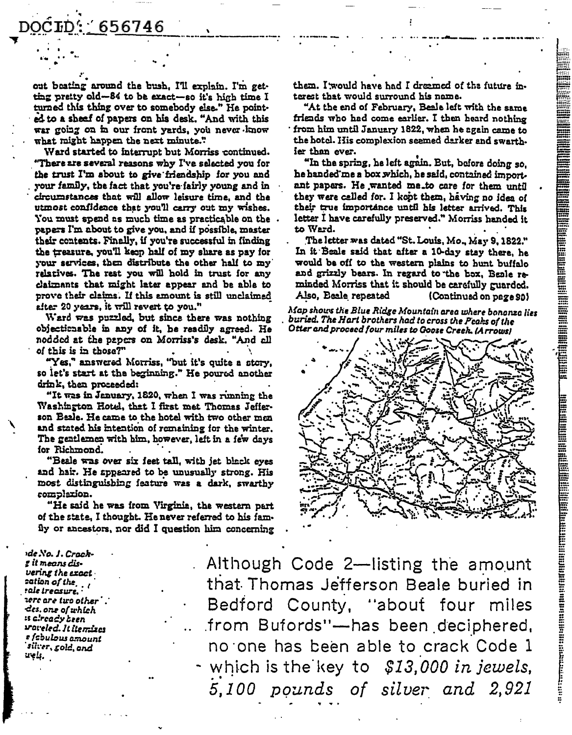DOCID: 656746

out beating around the bush, I'll explain. I'm getting pretty old—84 to be exact—so it's high time I turned this thing over to somebody else." He pointed to a sheaf of papers on his desk. "And with this war going on in our front yards, you never know what might happen the next minute."

Ward started to interrupt but Morriss continued. "There are several reasons why I've selected you for the trust I'm about to give friendship for you and your family, the fact that you're fairly young and in circumstances that will allow leisure time, and the utmost confidence that you'll carry out my wishes. You must spend as much time as practicable on the papers I'm about to give you, and if possible, master their contents. Finally, if you're successful in finding the treasure, you'll keep half of my share as pay for your services, then distribute the other half to my relatives. The rest you will hold in trust for any claimants that might later appear and be able to prove their claims. If this amount is still unclaimed after 20 years, it will revert to you."

Ward was puzzled, but since there was nothing objectionable in any of it, he readily agreed. He nodded at the papers on Morriss's desk. "And all of this is in those?"

"Yes," answered Morriss, "but it's quite a story, so let's start at the beginning." He poured another drink, then proceeded:

"It was in January, 1820, when I was running the Washington Hotel, that I first met Thomas Jefferson Beale. He came to the hotel with two other men and stated his intention of remaining for the winter. The gentlemen with him, however, left in a few days for Richmond.

"Beale was over six feet tall, with jet black eyes and hair. He appeared to be unusually strong. His most distinguishing feature was a dark, swarthy complexion.

"He said he was from Virginia, the western part of the state, I thought. He never referred to his family or ancestors, nor did I question him concerning them. I would have had I dreamed of the future interest that would surround his name.

"At the end of February, Beale left with the same friends who had come earlier. I then heard nothing from him until January 1822, when he again came to the hotel. His complexion seemed darker and swarthier than ever.

"In the spring, he left again. But, before doing so, he handed me a box which, he said, contained important papers. He wanted me to care for them until they were called for. I kept them, having no idea of their true importance until his letter arrived. This letter I have carefully preserved." Morriss handed it to Ward.

The letter was dated "St. Louis, Mo., May 9, 1822." In it Beale said that after a 10-day stay there, he would be off to the western plains to hunt buffalo and grizzly bears. In regard to the box, Beale reminded Morriss that it should be carefully guarded. Also, Beale repeated (Continued on page 90)

*Map shows the Blue Ridge Mountain area where bonanza lies buried. The Hart brothers had to cross the Peaks of the Otter and proceed four miles to Goose Creek. (Arrows)*

*...de No. 1. Cracking it means discovering the exact location of the ...ale treasure. There are two other ...des, one of which is already been ...raveled. It itemizes the fabulous amount of silver, gold, and jewels.*

Although Code 2—listing the amount that Thomas Jefferson Beale buried in Bedford County, "about four miles from Bufords"—has been deciphered, no one has been able to crack Code 1 which is the key to *$13,000 in jewels, 5,100 pounds of silver and 2,921*